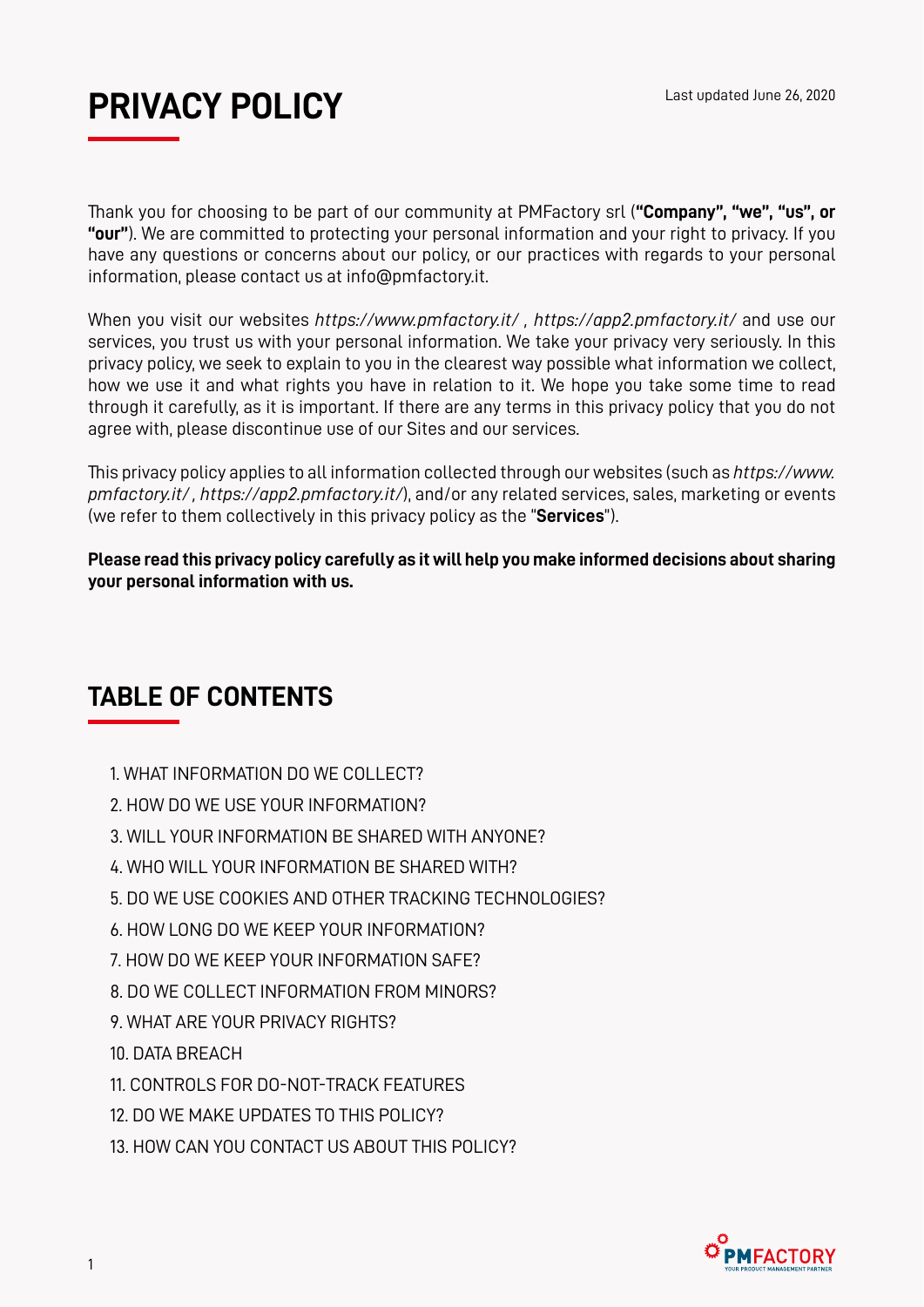# PRIVACY POLICY

Last updated June 26, 2020

Thank you for choosing to be part of our community at PMFactory srl (**"Company", "we", "us", or "our"**). We are committed to protecting your personal information and your right to privacy. If you have any questions or concerns about our policy, or our practices with regards to your personal information, please contact us at info@pmfactory.it.

When you visit our websites *https://www.pmfactory.it/* , *https://app2.pmfactory.it/* and use our services, you trust us with your personal information. We take your privacy very seriously. In this privacy policy, we seek to explain to you in the clearest way possible what information we collect, how we use it and what rights you have in relation to it. We hope you take some time to read through it carefully, as it is important. If there are any terms in this privacy policy that you do not agree with, please discontinue use of our Sites and our services.

This privacy policy applies to all information collected through our websites (such as *https://www.pmfactory.it/* , *https://app2.pmfactory.it/*), and/or any related services, sales, marketing or events (we refer to them collectively in this privacy policy as the "**Services**").

**Please read this privacy policy carefully as it will help you make informed decisions about sharing your personal information with us.**

## TABLE OF CONTENTS

1. WHAT INFORMATION DO WE COLLECT?
2. HOW DO WE USE YOUR INFORMATION?
3. WILL YOUR INFORMATION BE SHARED WITH ANYONE?
4. WHO WILL YOUR INFORMATION BE SHARED WITH?
5. DO WE USE COOKIES AND OTHER TRACKING TECHNOLOGIES?
6. HOW LONG DO WE KEEP YOUR INFORMATION?
7. HOW DO WE KEEP YOUR INFORMATION SAFE?
8. DO WE COLLECT INFORMATION FROM MINORS?
9. WHAT ARE YOUR PRIVACY RIGHTS?
10. DATA BREACH
11. CONTROLS FOR DO-NOT-TRACK FEATURES
12. DO WE MAKE UPDATES TO THIS POLICY?
13. HOW CAN YOU CONTACT US ABOUT THIS POLICY?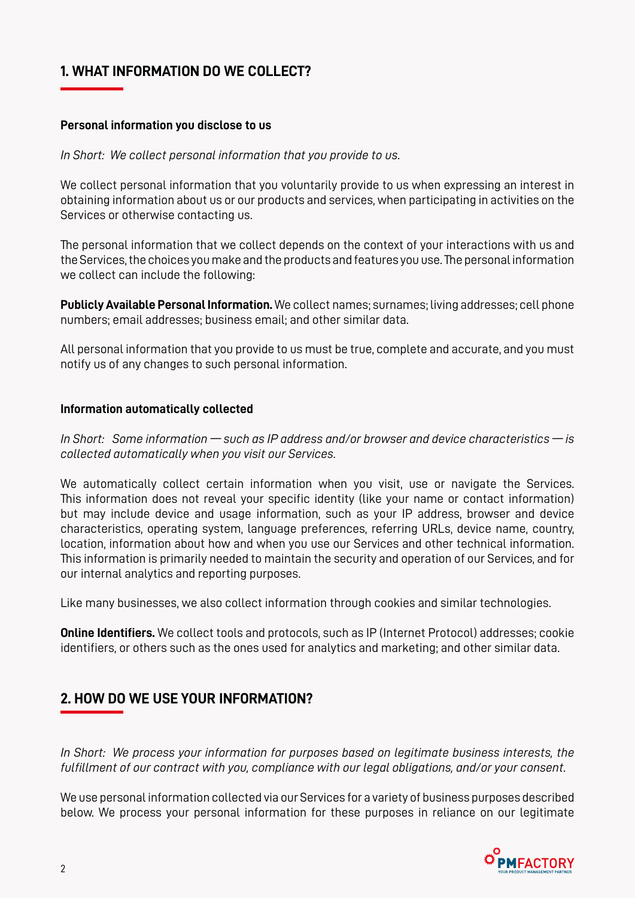## 1. WHAT INFORMATION DO WE COLLECT?

**Personal information you disclose to us**

*In Short: We collect personal information that you provide to us.*

We collect personal information that you voluntarily provide to us when expressing an interest in obtaining information about us or our products and services, when participating in activities on the Services or otherwise contacting us.

The personal information that we collect depends on the context of your interactions with us and the Services, the choices you make and the products and features you use. The personal information we collect can include the following:

**Publicly Available Personal Information.** We collect names; surnames; living addresses; cell phone numbers; email addresses; business email; and other similar data.

All personal information that you provide to us must be true, complete and accurate, and you must notify us of any changes to such personal information.

**Information automatically collected**

*In Short: Some information — such as IP address and/or browser and device characteristics — is collected automatically when you visit our Services.*

We automatically collect certain information when you visit, use or navigate the Services. This information does not reveal your specific identity (like your name or contact information) but may include device and usage information, such as your IP address, browser and device characteristics, operating system, language preferences, referring URLs, device name, country, location, information about how and when you use our Services and other technical information. This information is primarily needed to maintain the security and operation of our Services, and for our internal analytics and reporting purposes.

Like many businesses, we also collect information through cookies and similar technologies.

**Online Identifiers.** We collect tools and protocols, such as IP (Internet Protocol) addresses; cookie identifiers, or others such as the ones used for analytics and marketing; and other similar data.

## 2. HOW DO WE USE YOUR INFORMATION?

*In Short: We process your information for purposes based on legitimate business interests, the fulfillment of our contract with you, compliance with our legal obligations, and/or your consent.*

We use personal information collected via our Services for a variety of business purposes described below. We process your personal information for these purposes in reliance on our legitimate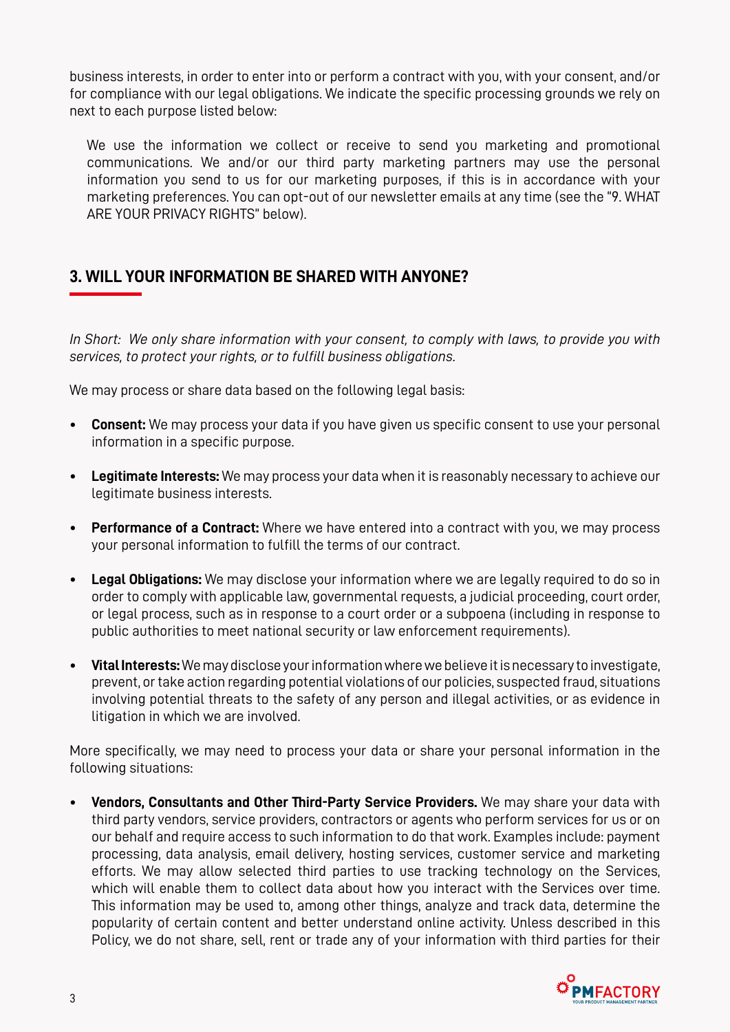business interests, in order to enter into or perform a contract with you, with your consent, and/or for compliance with our legal obligations. We indicate the specific processing grounds we rely on next to each purpose listed below:

We use the information we collect or receive to send you marketing and promotional communications. We and/or our third party marketing partners may use the personal information you send to us for our marketing purposes, if this is in accordance with your marketing preferences. You can opt-out of our newsletter emails at any time (see the "9. WHAT ARE YOUR PRIVACY RIGHTS" below).

## 3. WILL YOUR INFORMATION BE SHARED WITH ANYONE?

*In Short: We only share information with your consent, to comply with laws, to provide you with services, to protect your rights, or to fulfill business obligations.*

We may process or share data based on the following legal basis:

- **Consent:** We may process your data if you have given us specific consent to use your personal information in a specific purpose.
- **Legitimate Interests:** We may process your data when it is reasonably necessary to achieve our legitimate business interests.
- **Performance of a Contract:** Where we have entered into a contract with you, we may process your personal information to fulfill the terms of our contract.
- **Legal Obligations:** We may disclose your information where we are legally required to do so in order to comply with applicable law, governmental requests, a judicial proceeding, court order, or legal process, such as in response to a court order or a subpoena (including in response to public authorities to meet national security or law enforcement requirements).
- **Vital Interests:** We may disclose your information where we believe it is necessary to investigate, prevent, or take action regarding potential violations of our policies, suspected fraud, situations involving potential threats to the safety of any person and illegal activities, or as evidence in litigation in which we are involved.

More specifically, we may need to process your data or share your personal information in the following situations:

- **Vendors, Consultants and Other Third-Party Service Providers.** We may share your data with third party vendors, service providers, contractors or agents who perform services for us or on our behalf and require access to such information to do that work. Examples include: payment processing, data analysis, email delivery, hosting services, customer service and marketing efforts. We may allow selected third parties to use tracking technology on the Services, which will enable them to collect data about how you interact with the Services over time. This information may be used to, among other things, analyze and track data, determine the popularity of certain content and better understand online activity. Unless described in this Policy, we do not share, sell, rent or trade any of your information with third parties for their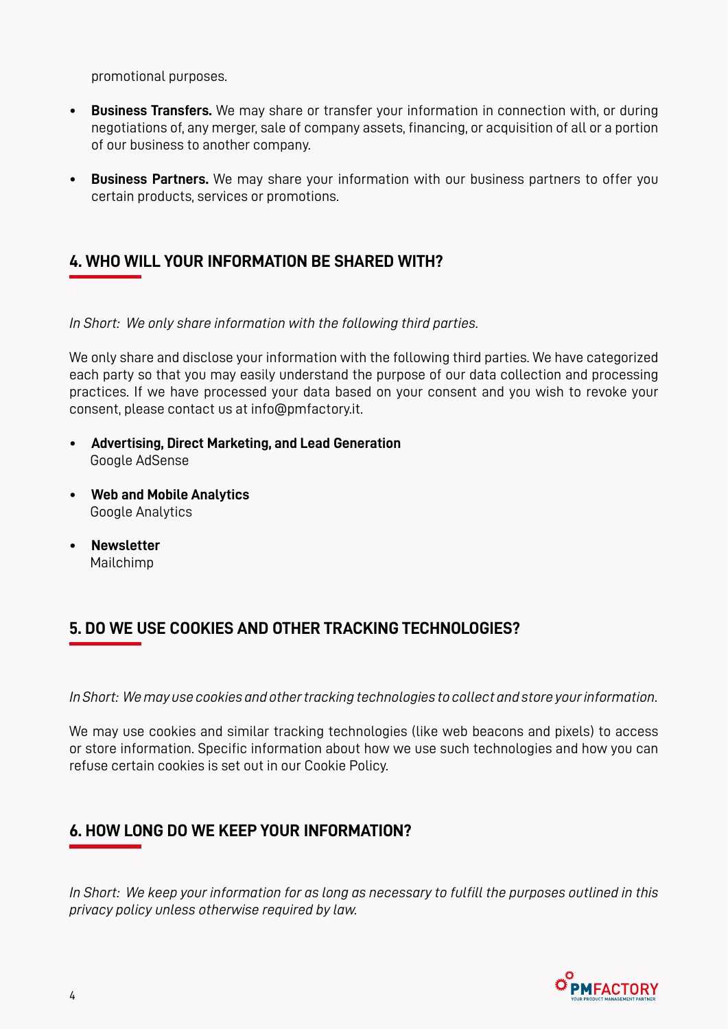promotional purposes.

- **Business Transfers.** We may share or transfer your information in connection with, or during negotiations of, any merger, sale of company assets, financing, or acquisition of all or a portion of our business to another company.
- **Business Partners.** We may share your information with our business partners to offer you certain products, services or promotions.

## 4. WHO WILL YOUR INFORMATION BE SHARED WITH?

*In Short: We only share information with the following third parties.*

We only share and disclose your information with the following third parties. We have categorized each party so that you may easily understand the purpose of our data collection and processing practices. If we have processed your data based on your consent and you wish to revoke your consent, please contact us at info@pmfactory.it.

- **Advertising, Direct Marketing, and Lead Generation**
  Google AdSense
- **Web and Mobile Analytics**
  Google Analytics
- **Newsletter**
  Mailchimp

## 5. DO WE USE COOKIES AND OTHER TRACKING TECHNOLOGIES?

*In Short: We may use cookies and other tracking technologies to collect and store your information.*

We may use cookies and similar tracking technologies (like web beacons and pixels) to access or store information. Specific information about how we use such technologies and how you can refuse certain cookies is set out in our Cookie Policy.

## 6. HOW LONG DO WE KEEP YOUR INFORMATION?

*In Short: We keep your information for as long as necessary to fulfill the purposes outlined in this privacy policy unless otherwise required by law.*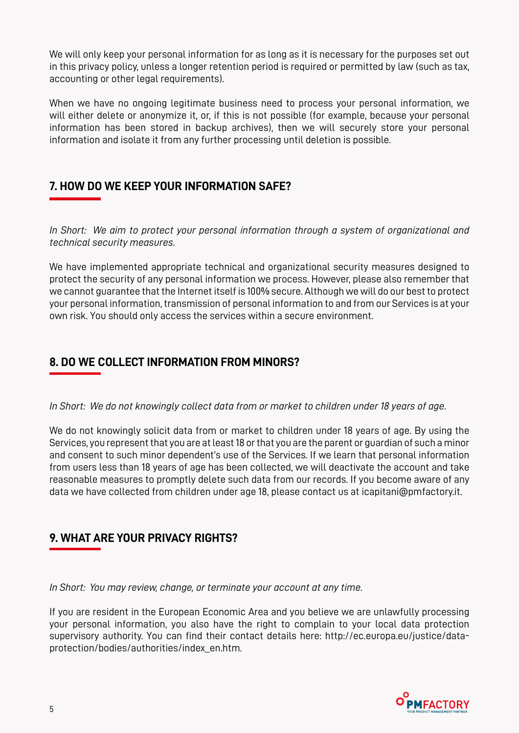We will only keep your personal information for as long as it is necessary for the purposes set out in this privacy policy, unless a longer retention period is required or permitted by law (such as tax, accounting or other legal requirements).

When we have no ongoing legitimate business need to process your personal information, we will either delete or anonymize it, or, if this is not possible (for example, because your personal information has been stored in backup archives), then we will securely store your personal information and isolate it from any further processing until deletion is possible.

## 7. HOW DO WE KEEP YOUR INFORMATION SAFE?

*In Short: We aim to protect your personal information through a system of organizational and technical security measures.*

We have implemented appropriate technical and organizational security measures designed to protect the security of any personal information we process. However, please also remember that we cannot guarantee that the Internet itself is 100% secure. Although we will do our best to protect your personal information, transmission of personal information to and from our Services is at your own risk. You should only access the services within a secure environment.

## 8. DO WE COLLECT INFORMATION FROM MINORS?

*In Short: We do not knowingly collect data from or market to children under 18 years of age.*

We do not knowingly solicit data from or market to children under 18 years of age. By using the Services, you represent that you are at least 18 or that you are the parent or guardian of such a minor and consent to such minor dependent's use of the Services. If we learn that personal information from users less than 18 years of age has been collected, we will deactivate the account and take reasonable measures to promptly delete such data from our records. If you become aware of any data we have collected from children under age 18, please contact us at icapitani@pmfactory.it.

## 9. WHAT ARE YOUR PRIVACY RIGHTS?

*In Short: You may review, change, or terminate your account at any time.*

If you are resident in the European Economic Area and you believe we are unlawfully processing your personal information, you also have the right to complain to your local data protection supervisory authority. You can find their contact details here: http://ec.europa.eu/justice/data-protection/bodies/authorities/index_en.htm.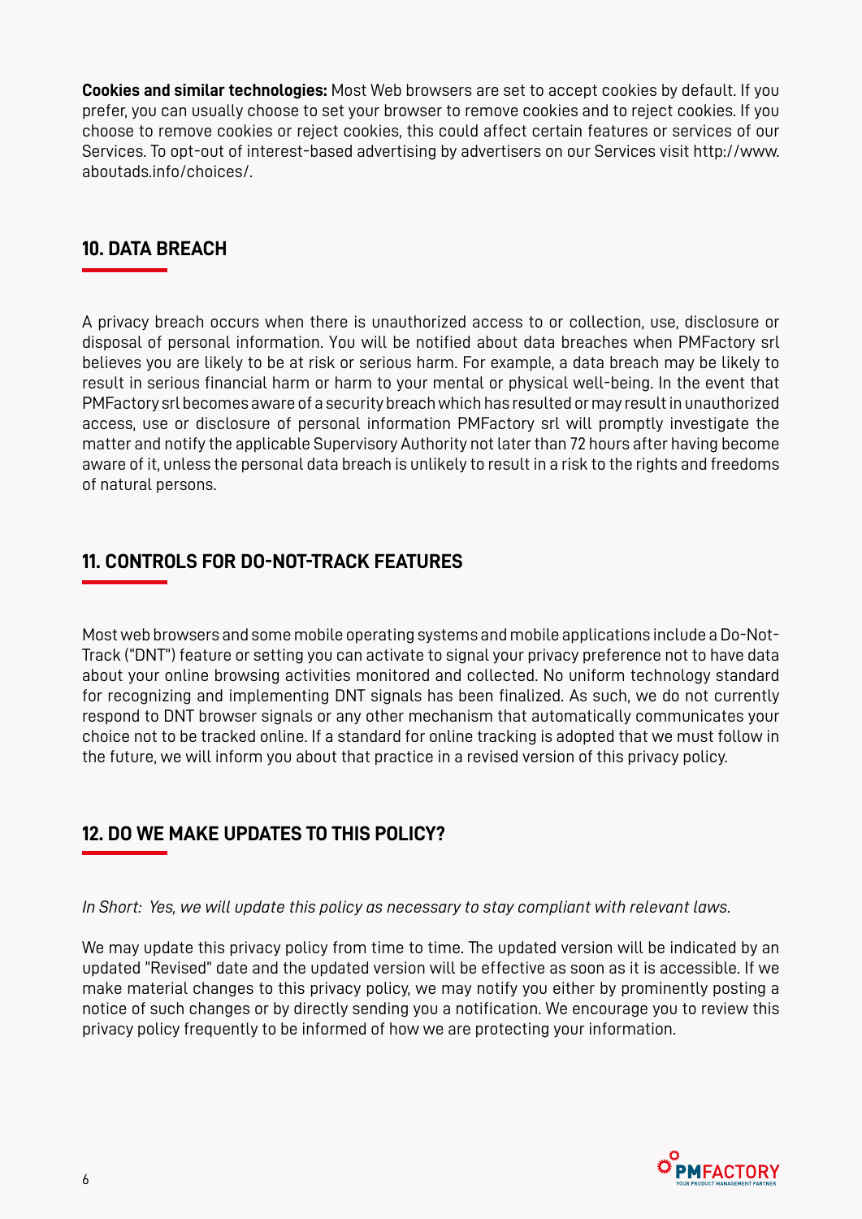**Cookies and similar technologies:** Most Web browsers are set to accept cookies by default. If you prefer, you can usually choose to set your browser to remove cookies and to reject cookies. If you choose to remove cookies or reject cookies, this could affect certain features or services of our Services. To opt-out of interest-based advertising by advertisers on our Services visit http://www.aboutads.info/choices/.

## 10. DATA BREACH

A privacy breach occurs when there is unauthorized access to or collection, use, disclosure or disposal of personal information. You will be notified about data breaches when PMFactory srl believes you are likely to be at risk or serious harm. For example, a data breach may be likely to result in serious financial harm or harm to your mental or physical well-being. In the event that PMFactory srl becomes aware of a security breach which has resulted or may result in unauthorized access, use or disclosure of personal information PMFactory srl will promptly investigate the matter and notify the applicable Supervisory Authority not later than 72 hours after having become aware of it, unless the personal data breach is unlikely to result in a risk to the rights and freedoms of natural persons.

## 11. CONTROLS FOR DO-NOT-TRACK FEATURES

Most web browsers and some mobile operating systems and mobile applications include a Do-Not-Track ("DNT") feature or setting you can activate to signal your privacy preference not to have data about your online browsing activities monitored and collected. No uniform technology standard for recognizing and implementing DNT signals has been finalized. As such, we do not currently respond to DNT browser signals or any other mechanism that automatically communicates your choice not to be tracked online. If a standard for online tracking is adopted that we must follow in the future, we will inform you about that practice in a revised version of this privacy policy.

## 12. DO WE MAKE UPDATES TO THIS POLICY?

*In Short: Yes, we will update this policy as necessary to stay compliant with relevant laws.*

We may update this privacy policy from time to time. The updated version will be indicated by an updated "Revised" date and the updated version will be effective as soon as it is accessible. If we make material changes to this privacy policy, we may notify you either by prominently posting a notice of such changes or by directly sending you a notification. We encourage you to review this privacy policy frequently to be informed of how we are protecting your information.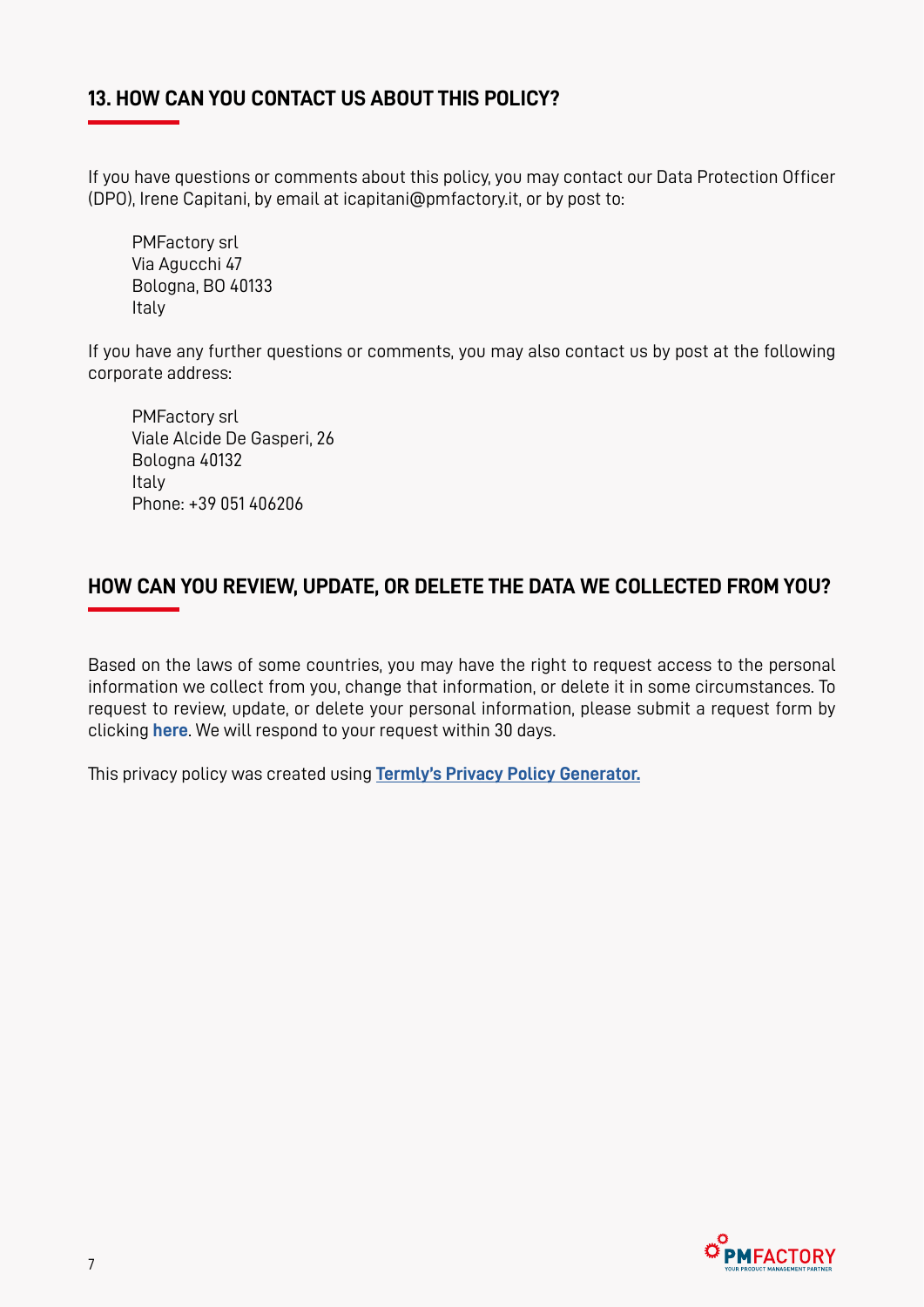## 13. HOW CAN YOU CONTACT US ABOUT THIS POLICY?

If you have questions or comments about this policy, you may contact our Data Protection Officer (DPO), Irene Capitani, by email at icapitani@pmfactory.it, or by post to:

PMFactory srl
Via Agucchi 47
Bologna, BO 40133
Italy

If you have any further questions or comments, you may also contact us by post at the following corporate address:

PMFactory srl
Viale Alcide De Gasperi, 26
Bologna 40132
Italy
Phone: +39 051 406206

## HOW CAN YOU REVIEW, UPDATE, OR DELETE THE DATA WE COLLECTED FROM YOU?

Based on the laws of some countries, you may have the right to request access to the personal information we collect from you, change that information, or delete it in some circumstances. To request to review, update, or delete your personal information, please submit a request form by clicking **here**. We will respond to your request within 30 days.

This privacy policy was created using **Termly's Privacy Policy Generator.**